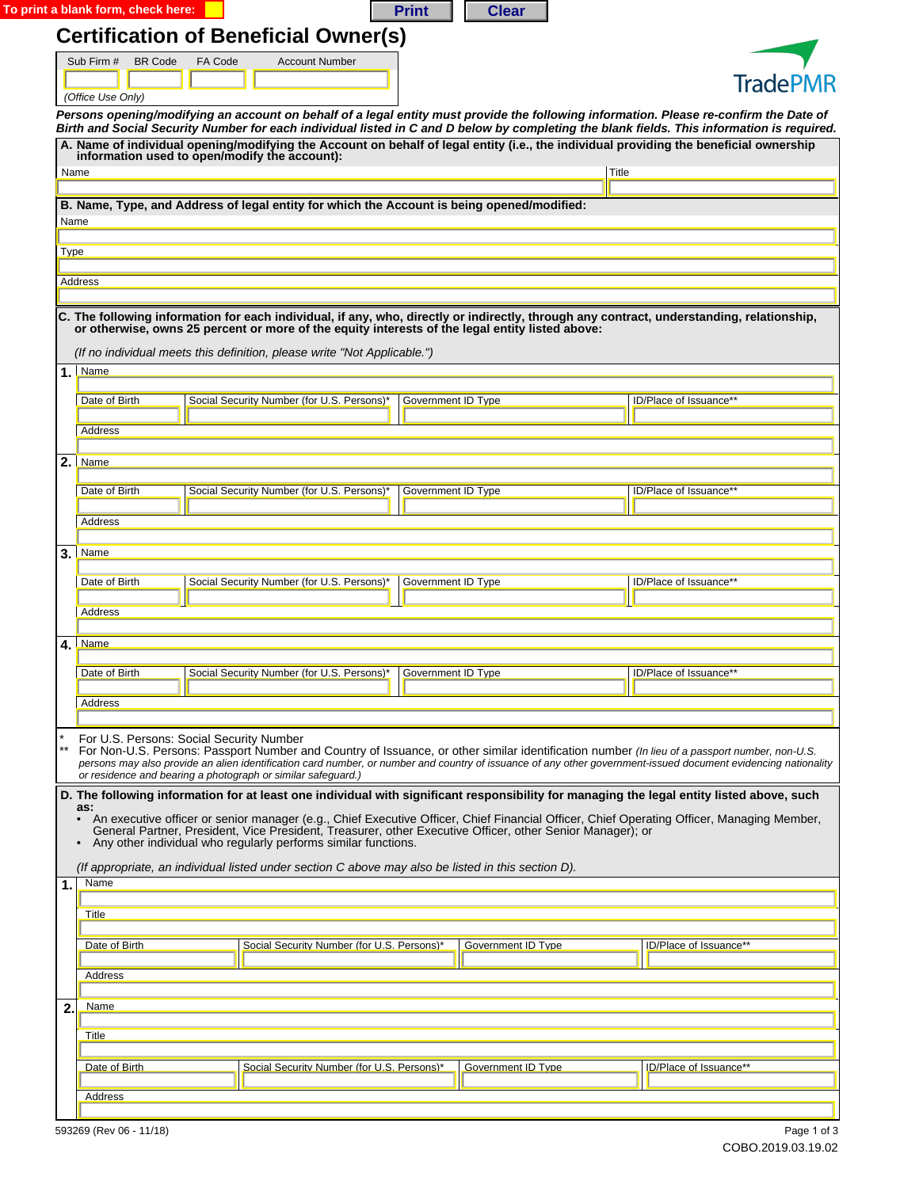To print a blank form, check here:

Print Clear

# Certification of Beneficial Owner(s)

TradePMR

| Sub Firm # | BR Code | FA Code | Account Number |
| --- | --- | --- | --- |
| | | | |

*(Office Use Only)*

***Persons opening/modifying an account on behalf of a legal entity must provide the following information. Please re-confirm the Date of Birth and Social Security Number for each individual listed in C and D below by completing the blank fields. This information is required.***

**A. Name of individual opening/modifying the Account on behalf of legal entity (i.e., the individual providing the beneficial ownership information used to open/modify the account):**

| Name | Title |
| --- | --- |
| | |

**B. Name, Type, and Address of legal entity for which the Account is being opened/modified:**

Name

Type

Address

**C. The following information for each individual, if any, who, directly or indirectly, through any contract, understanding, relationship, or otherwise, owns 25 percent or more of the equity interests of the legal entity listed above:**

*(If no individual meets this definition, please write "Not Applicable.")*

**1.** Name

| Date of Birth | Social Security Number (for U.S. Persons)* | Government ID Type | ID/Place of Issuance** |
| --- | --- | --- | --- |
| | | | |

Address

**2.** Name

| Date of Birth | Social Security Number (for U.S. Persons)* | Government ID Type | ID/Place of Issuance** |
| --- | --- | --- | --- |
| | | | |

Address

**3.** Name

| Date of Birth | Social Security Number (for U.S. Persons)* | Government ID Type | ID/Place of Issuance** |
| --- | --- | --- | --- |
| | | | |

Address

**4.** Name

| Date of Birth | Social Security Number (for U.S. Persons)* | Government ID Type | ID/Place of Issuance** |
| --- | --- | --- | --- |
| | | | |

Address

\* For U.S. Persons: Social Security Number

** For Non-U.S. Persons: Passport Number and Country of Issuance, or other similar identification number *(In lieu of a passport number, non-U.S. persons may also provide an alien identification card number, or number and country of issuance of any other government-issued document evidencing nationality or residence and bearing a photograph or similar safeguard.)*

**D. The following information for at least one individual with significant responsibility for managing the legal entity listed above, such as:**

- An executive officer or senior manager (e.g., Chief Executive Officer, Chief Financial Officer, Chief Operating Officer, Managing Member, General Partner, President, Vice President, Treasurer, other Executive Officer, other Senior Manager); or
- Any other individual who regularly performs similar functions.

*(If appropriate, an individual listed under section C above may also be listed in this section D).*

**1.** Name

Title

| Date of Birth | Social Security Number (for U.S. Persons)* | Government ID Type | ID/Place of Issuance** |
| --- | --- | --- | --- |
| | | | |

Address

**2.** Name

Title

| Date of Birth | Social Security Number (for U.S. Persons)* | Government ID Type | ID/Place of Issuance** |
| --- | --- | --- | --- |
| | | | |

Address

593269 (Rev 06 - 11/18)

COBO.2019.03.19.02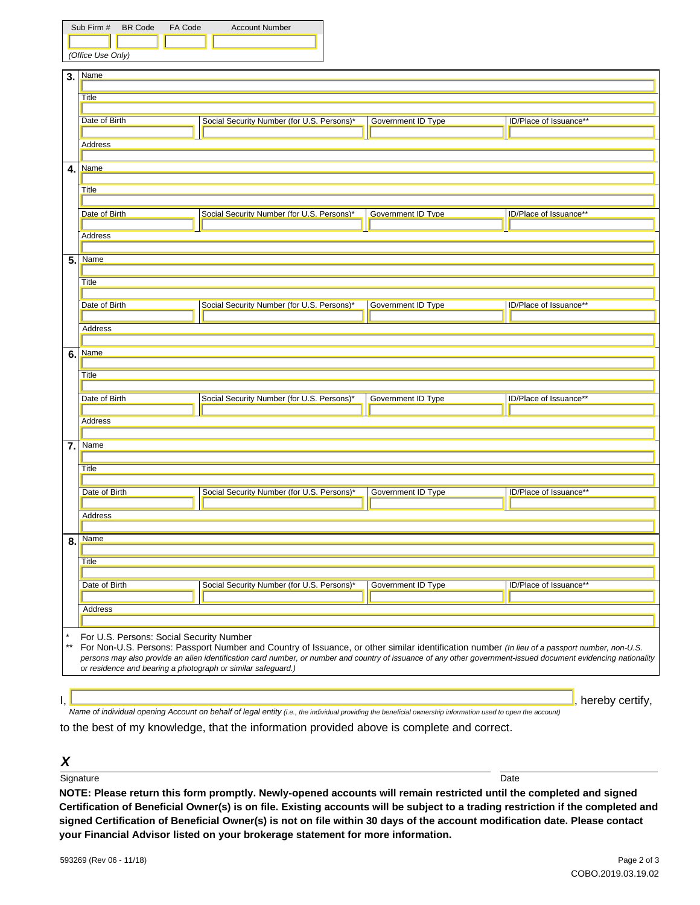| Sub Firm # | BR Code | FA Code | Account Number |
|---|---|---|---|
| | | | |

*(Office Use Only)*

**3.**

| Name | | | |
|---|---|---|---|
| | | | |
| **Title** | | | |
| | | | |
| **Date of Birth** | **Social Security Number (for U.S. Persons)*** | **Government ID Type** | **ID/Place of Issuance**** |
| | | | |
| **Address** | | | |
| | | | |

**4.**

| Name | | | |
|---|---|---|---|
| | | | |
| **Title** | | | |
| | | | |
| **Date of Birth** | **Social Security Number (for U.S. Persons)*** | **Government ID Type** | **ID/Place of Issuance**** |
| | | | |
| **Address** | | | |
| | | | |

**5.**

| Name | | | |
|---|---|---|---|
| | | | |
| **Title** | | | |
| | | | |
| **Date of Birth** | **Social Security Number (for U.S. Persons)*** | **Government ID Type** | **ID/Place of Issuance**** |
| | | | |
| **Address** | | | |
| | | | |

**6.**

| Name | | | |
|---|---|---|---|
| | | | |
| **Title** | | | |
| | | | |
| **Date of Birth** | **Social Security Number (for U.S. Persons)*** | **Government ID Type** | **ID/Place of Issuance**** |
| | | | |
| **Address** | | | |
| | | | |

**7.**

| Name | | | |
|---|---|---|---|
| | | | |
| **Title** | | | |
| | | | |
| **Date of Birth** | **Social Security Number (for U.S. Persons)*** | **Government ID Type** | **ID/Place of Issuance**** |
| | | | |
| **Address** | | | |
| | | | |

**8.**

| Name | | | |
|---|---|---|---|
| | | | |
| **Title** | | | |
| | | | |
| **Date of Birth** | **Social Security Number (for U.S. Persons)*** | **Government ID Type** | **ID/Place of Issuance**** |
| | | | |
| **Address** | | | |
| | | | |

\* For U.S. Persons: Social Security Number

\*\* For Non-U.S. Persons: Passport Number and Country of Issuance, or other similar identification number *(In lieu of a passport number, non-U.S. persons may also provide an alien identification card number, or number and country of issuance of any other government-issued document evidencing nationality or residence and bearing a photograph or similar safeguard.)*

I, ______________________________, hereby certify,

*Name of individual opening Account on behalf of legal entity (i.e., the individual providing the beneficial ownership information used to open the account)*

to the best of my knowledge, that the information provided above is complete and correct.

***X***

Signature ______________________________ Date ______________

**NOTE: Please return this form promptly. Newly-opened accounts will remain restricted until the completed and signed Certification of Beneficial Owner(s) is on file. Existing accounts will be subject to a trading restriction if the completed and signed Certification of Beneficial Owner(s) is not on file within 30 days of the account modification date. Please contact your Financial Advisor listed on your brokerage statement for more information.**

593269 (Rev 06 - 11/18)

COBO.2019.03.19.02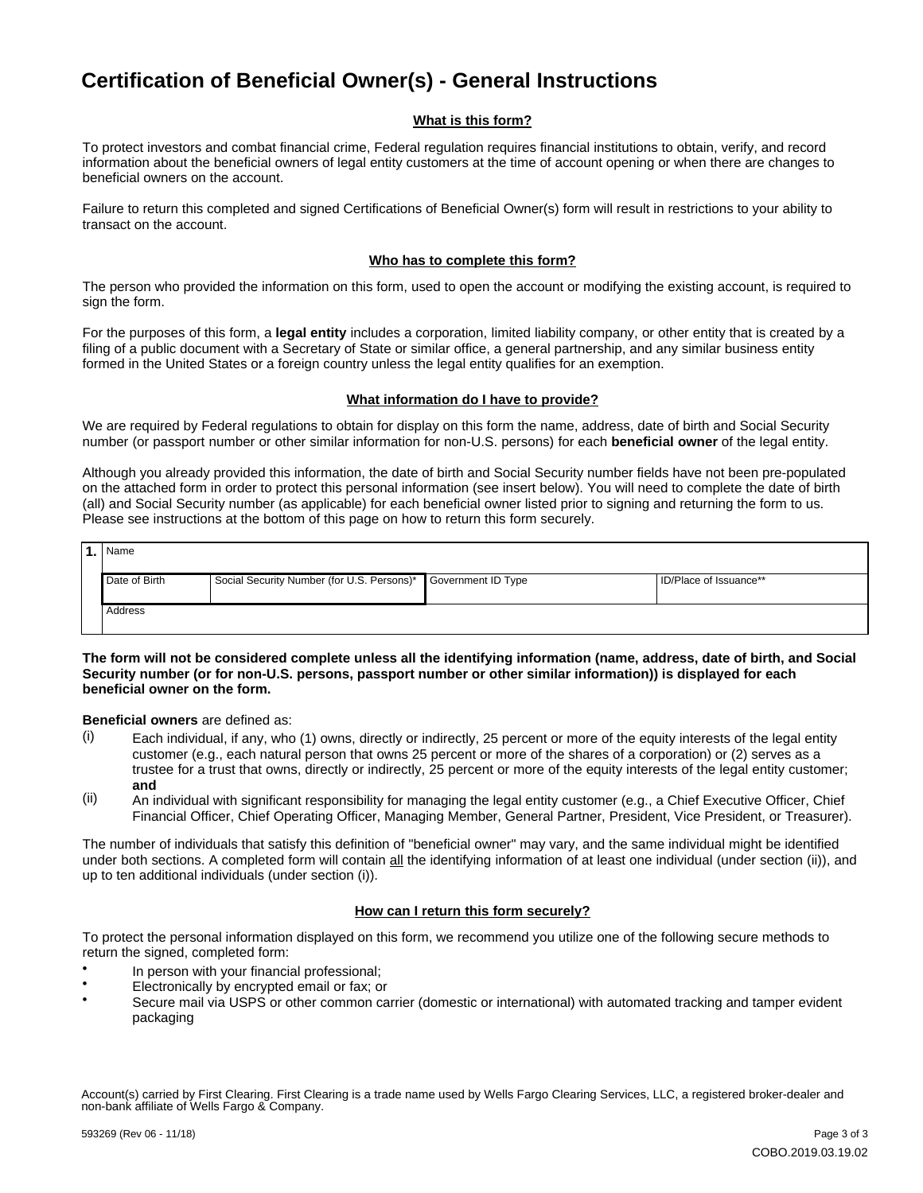# Certification of Beneficial Owner(s) - General Instructions

## What is this form?

To protect investors and combat financial crime, Federal regulation requires financial institutions to obtain, verify, and record information about the beneficial owners of legal entity customers at the time of account opening or when there are changes to beneficial owners on the account.

Failure to return this completed and signed Certifications of Beneficial Owner(s) form will result in restrictions to your ability to transact on the account.

## Who has to complete this form?

The person who provided the information on this form, used to open the account or modifying the existing account, is required to sign the form.

For the purposes of this form, a **legal entity** includes a corporation, limited liability company, or other entity that is created by a filing of a public document with a Secretary of State or similar office, a general partnership, and any similar business entity formed in the United States or a foreign country unless the legal entity qualifies for an exemption.

## What information do I have to provide?

We are required by Federal regulations to obtain for display on this form the name, address, date of birth and Social Security number (or passport number or other similar information for non-U.S. persons) for each **beneficial owner** of the legal entity.

Although you already provided this information, the date of birth and Social Security number fields have not been pre-populated on the attached form in order to protect this personal information (see insert below). You will need to complete the date of birth (all) and Social Security number (as applicable) for each beneficial owner listed prior to signing and returning the form to us. Please see instructions at the bottom of this page on how to return this form securely.

| | | | | |
|---|---|---|---|---|
| **1.** | Name | | | |
| | Date of Birth | Social Security Number (for U.S. Persons)* | Government ID Type | ID/Place of Issuance** |
| | Address | | | |

**The form will not be considered complete unless all the identifying information (name, address, date of birth, and Social Security number (or for non-U.S. persons, passport number or other similar information)) is displayed for each beneficial owner on the form.**

**Beneficial owners** are defined as:

(i) Each individual, if any, who (1) owns, directly or indirectly, 25 percent or more of the equity interests of the legal entity customer (e.g., each natural person that owns 25 percent or more of the shares of a corporation) or (2) serves as a trustee for a trust that owns, directly or indirectly, 25 percent or more of the equity interests of the legal entity customer; **and**

(ii) An individual with significant responsibility for managing the legal entity customer (e.g., a Chief Executive Officer, Chief Financial Officer, Chief Operating Officer, Managing Member, General Partner, President, Vice President, or Treasurer).

The number of individuals that satisfy this definition of "beneficial owner" may vary, and the same individual might be identified under both sections. A completed form will contain all the identifying information of at least one individual (under section (ii)), and up to ten additional individuals (under section (i)).

## How can I return this form securely?

To protect the personal information displayed on this form, we recommend you utilize one of the following secure methods to return the signed, completed form:

- In person with your financial professional;
- Electronically by encrypted email or fax; or
- Secure mail via USPS or other common carrier (domestic or international) with automated tracking and tamper evident packaging

Account(s) carried by First Clearing. First Clearing is a trade name used by Wells Fargo Clearing Services, LLC, a registered broker-dealer and non-bank affiliate of Wells Fargo & Company.

593269 (Rev 06 - 11/18)

COBO.2019.03.19.02